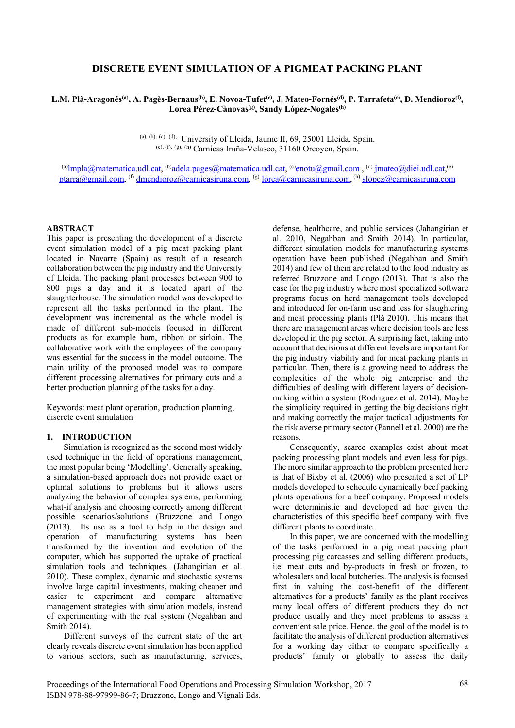# DISCRETE EVENT SIMULATION OF A PIGMEAT PACKING PLANT

**L.M. Plà-Aragonés[(a)], A. Pagès-Bernaus[(b)], E. Novoa-Tufet[(c)], J. Mateo-Fornés[(d)], P. Tarrafeta[(e)], D. Mendioroz[(f)], Lorea Pérez-Cànovas[(g)], Sandy López-Nogales[(h)]**

[(a), (b), (c), (d),] University of Lleida, Jaume II, 69, 25001 Lleida. Spain.
[(e), (f), (g), (h)] Carnicas Iruña-Velasco, 31160 Orcoyen, Spain.

[(a)]lmpla@matematica.udl.cat, [(b)]adela.pages@matematica.udl.cat, [(c)]enotu@gmail.com , [(d)] jmateo@diei.udl.cat,[(e)] ptarra@gmail.com, [(f)] dmendioroz@carnicasiruna.com, [(g)] lorea@carnicasiruna.com, [(h)] slopez@carnicasiruna.com

## ABSTRACT

This paper is presenting the development of a discrete event simulation model of a pig meat packing plant located in Navarre (Spain) as result of a research collaboration between the pig industry and the University of Lleida. The packing plant processes between 900 to 800 pigs a day and it is located apart of the slaughterhouse. The simulation model was developed to represent all the tasks performed in the plant. The development was incremental as the whole model is made of different sub-models focused in different products as for example ham, ribbon or sirloin. The collaborative work with the employees of the company was essential for the success in the model outcome. The main utility of the proposed model was to compare different processing alternatives for primary cuts and a better production planning of the tasks for a day.

Keywords: meat plant operation, production planning, discrete event simulation

## 1. INTRODUCTION

Simulation is recognized as the second most widely used technique in the field of operations management, the most popular being 'Modelling'. Generally speaking, a simulation-based approach does not provide exact or optimal solutions to problems but it allows users analyzing the behavior of complex systems, performing what-if analysis and choosing correctly among different possible scenarios/solutions (Bruzzone and Longo (2013). Its use as a tool to help in the design and operation of manufacturing systems has been transformed by the invention and evolution of the computer, which has supported the uptake of practical simulation tools and techniques. (Jahangirian et al. 2010). These complex, dynamic and stochastic systems involve large capital investments, making cheaper and easier to experiment and compare alternative management strategies with simulation models, instead of experimenting with the real system (Negahban and Smith 2014).

Different surveys of the current state of the art clearly reveals discrete event simulation has been applied to various sectors, such as manufacturing, services, defense, healthcare, and public services (Jahangirian et al. 2010, Negahban and Smith 2014). In particular, different simulation models for manufacturing systems operation have been published (Negahban and Smith 2014) and few of them are related to the food industry as referred Bruzzone and Longo (2013). That is also the case for the pig industry where most specialized software programs focus on herd management tools developed and introduced for on-farm use and less for slaughtering and meat processing plants (Plà 2010). This means that there are management areas where decision tools are less developed in the pig sector. A surprising fact, taking into account that decisions at different levels are important for the pig industry viability and for meat packing plants in particular. Then, there is a growing need to address the complexities of the whole pig enterprise and the difficulties of dealing with different layers of decision-making within a system (Rodriguez et al. 2014). Maybe the simplicity required in getting the big decisions right and making correctly the major tactical adjustments for the risk averse primary sector (Pannell et al. 2000) are the reasons.

Consequently, scarce examples exist about meat packing processing plant models and even less for pigs. The more similar approach to the problem presented here is that of Bixby et al. (2006) who presented a set of LP models developed to schedule dynamically beef packing plants operations for a beef company. Proposed models were deterministic and developed ad hoc given the characteristics of this specific beef company with five different plants to coordinate.

In this paper, we are concerned with the modelling of the tasks performed in a pig meat packing plant processing pig carcasses and selling different products, i.e. meat cuts and by-products in fresh or frozen, to wholesalers and local butcheries. The analysis is focused first in valuing the cost-benefit of the different alternatives for a products' family as the plant receives many local offers of different products they do not produce usually and they meet problems to assess a convenient sale price. Hence, the goal of the model is to facilitate the analysis of different production alternatives for a working day either to compare specifically a products' family or globally to assess the daily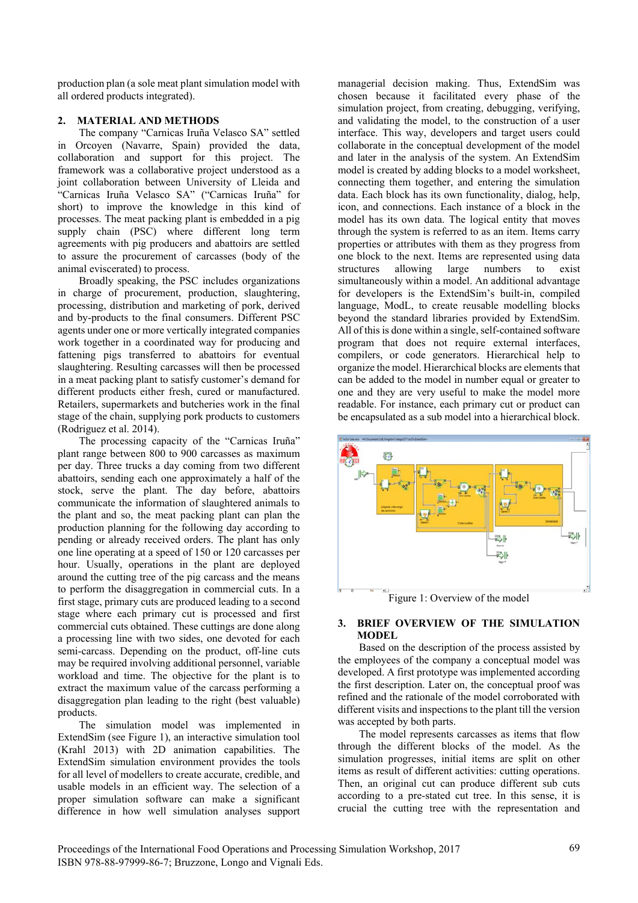production plan (a sole meat plant simulation model with all ordered products integrated).

## 2. MATERIAL AND METHODS

The company "Carnicas Iruña Velasco SA" settled in Orcoyen (Navarre, Spain) provided the data, collaboration and support for this project. The framework was a collaborative project understood as a joint collaboration between University of Lleida and "Carnicas Iruña Velasco SA" ("Carnicas Iruña" for short) to improve the knowledge in this kind of processes. The meat packing plant is embedded in a pig supply chain (PSC) where different long term agreements with pig producers and abattoirs are settled to assure the procurement of carcasses (body of the animal eviscerated) to process.

Broadly speaking, the PSC includes organizations in charge of procurement, production, slaughtering, processing, distribution and marketing of pork, derived and by-products to the final consumers. Different PSC agents under one or more vertically integrated companies work together in a coordinated way for producing and fattening pigs transferred to abattoirs for eventual slaughtering. Resulting carcasses will then be processed in a meat packing plant to satisfy customer's demand for different products either fresh, cured or manufactured. Retailers, supermarkets and butcheries work in the final stage of the chain, supplying pork products to customers (Rodriguez et al. 2014).

The processing capacity of the "Carnicas Iruña" plant range between 800 to 900 carcasses as maximum per day. Three trucks a day coming from two different abattoirs, sending each one approximately a half of the stock, serve the plant. The day before, abattoirs communicate the information of slaughtered animals to the plant and so, the meat packing plant can plan the production planning for the following day according to pending or already received orders. The plant has only one line operating at a speed of 150 or 120 carcasses per hour. Usually, operations in the plant are deployed around the cutting tree of the pig carcass and the means to perform the disaggregation in commercial cuts. In a first stage, primary cuts are produced leading to a second stage where each primary cut is processed and first commercial cuts obtained. These cuttings are done along a processing line with two sides, one devoted for each semi-carcass. Depending on the product, off-line cuts may be required involving additional personnel, variable workload and time. The objective for the plant is to extract the maximum value of the carcass performing a disaggregation plan leading to the right (best valuable) products.

The simulation model was implemented in ExtendSim (see Figure 1), an interactive simulation tool (Krahl 2013) with 2D animation capabilities. The ExtendSim simulation environment provides the tools for all level of modellers to create accurate, credible, and usable models in an efficient way. The selection of a proper simulation software can make a significant difference in how well simulation analyses support managerial decision making. Thus, ExtendSim was chosen because it facilitated every phase of the simulation project, from creating, debugging, verifying, and validating the model, to the construction of a user interface. This way, developers and target users could collaborate in the conceptual development of the model and later in the analysis of the system. An ExtendSim model is created by adding blocks to a model worksheet, connecting them together, and entering the simulation data. Each block has its own functionality, dialog, help, icon, and connections. Each instance of a block in the model has its own data. The logical entity that moves through the system is referred to as an item. Items carry properties or attributes with them as they progress from one block to the next. Items are represented using data structures allowing large numbers to exist simultaneously within a model. An additional advantage for developers is the ExtendSim's built-in, compiled language, ModL, to create reusable modelling blocks beyond the standard libraries provided by ExtendSim. All of this is done within a single, self-contained software program that does not require external interfaces, compilers, or code generators. Hierarchical help to organize the model. Hierarchical blocks are elements that can be added to the model in number equal or greater to one and they are very useful to make the model more readable. For instance, each primary cut or product can be encapsulated as a sub model into a hierarchical block.

Figure 1: Overview of the model

## 3. BRIEF OVERVIEW OF THE SIMULATION MODEL

Based on the description of the process assisted by the employees of the company a conceptual model was developed. A first prototype was implemented according the first description. Later on, the conceptual proof was refined and the rationale of the model corroborated with different visits and inspections to the plant till the version was accepted by both parts.

The model represents carcasses as items that flow through the different blocks of the model. As the simulation progresses, initial items are split on other items as result of different activities: cutting operations. Then, an original cut can produce different sub cuts according to a pre-stated cut tree. In this sense, it is crucial the cutting tree with the representation and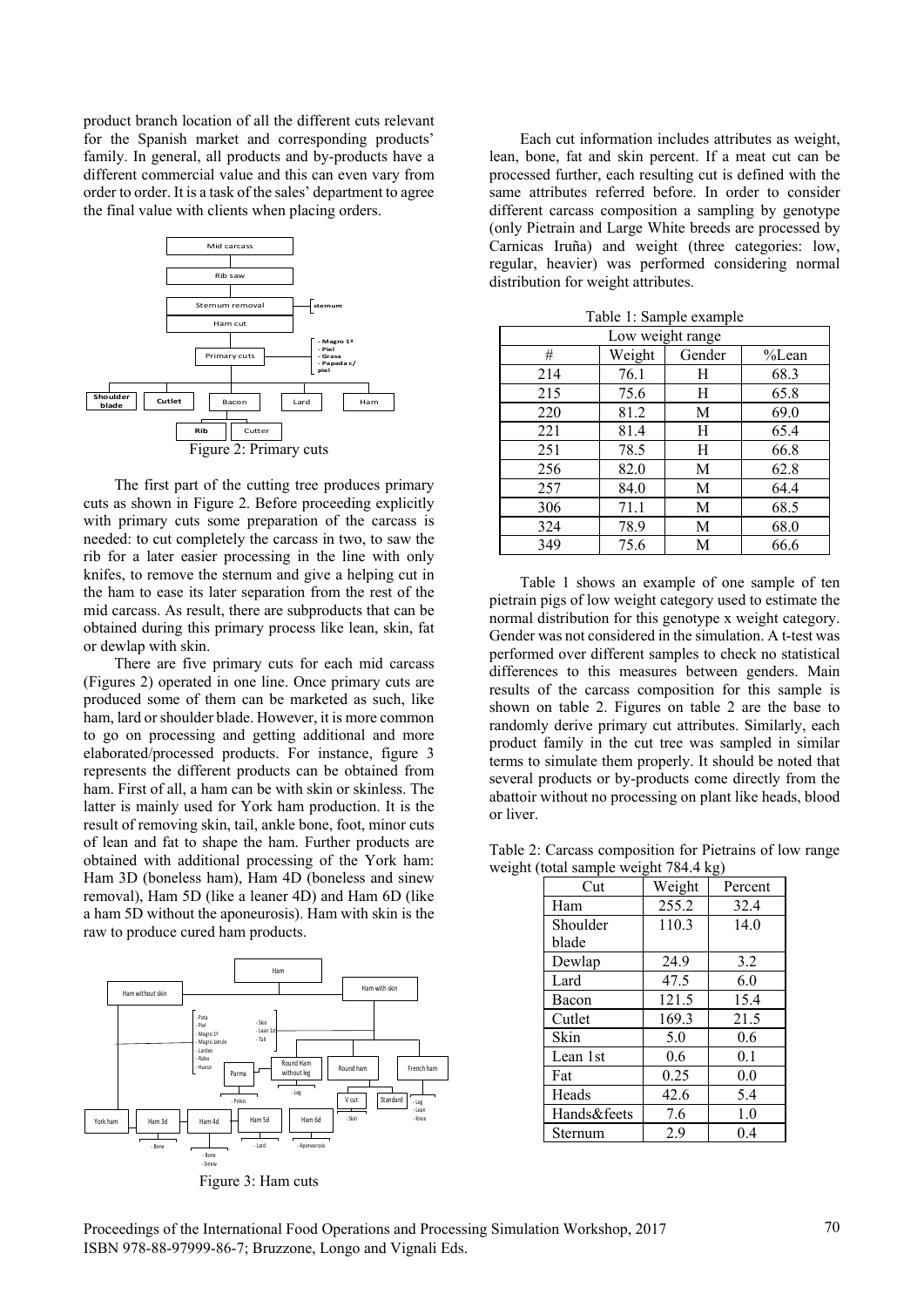product branch location of all the different cuts relevant for the Spanish market and corresponding products' family. In general, all products and by-products have a different commercial value and this can even vary from order to order. It is a task of the sales' department to agree the final value with clients when placing orders.

Mid carcass

Rib saw

Sternum removal

sternum

Ham cut

Primary cuts

- Magro 1ª
- Piel
- Grasa
- Papada c/ piel

Shoulder blade

Cutlet

Bacon

Lard

Ham

Rib

Cutter

Figure 2: Primary cuts

The first part of the cutting tree produces primary cuts as shown in Figure 2. Before proceeding explicitly with primary cuts some preparation of the carcass is needed: to cut completely the carcass in two, to saw the rib for a later easier processing in the line with only knifes, to remove the sternum and give a helping cut in the ham to ease its later separation from the rest of the mid carcass. As result, there are subproducts that can be obtained during this primary process like lean, skin, fat or dewlap with skin.

There are five primary cuts for each mid carcass (Figures 2) operated in one line. Once primary cuts are produced some of them can be marketed as such, like ham, lard or shoulder blade. However, it is more common to go on processing and getting additional and more elaborated/processed products. For instance, figure 3 represents the different products can be obtained from ham. First of all, a ham can be with skin or skinless. The latter is mainly used for York ham production. It is the result of removing skin, tail, ankle bone, foot, minor cuts of lean and fat to shape the ham. Further products are obtained with additional processing of the York ham: Ham 3D (boneless ham), Ham 4D (boneless and sinew removal), Ham 5D (like a leaner 4D) and Ham 6D (like a ham 5D without the aponeurosis). Ham with skin is the raw to produce cured ham products.

Ham

Ham without skin

Ham with skin

- Pata
- Piel
- Magro 1ª
- Magro Jamón
- Lardeo
- Rabo
- Hueso

- Skin
- Lean 1st
- Tail

Parma

Round Ham without leg

Round ham

French ham

- Pelvis

- Leg

V cut

Standard

- Leg
- Lean
- Knee

- Skin

York ham

Ham 3d

Ham 4d

Ham 5d

Ham 6d

- Bone

- Bone
- Sinew

- Lard

- Aponeurosis

Figure 3: Ham cuts

Each cut information includes attributes as weight, lean, bone, fat and skin percent. If a meat cut can be processed further, each resulting cut is defined with the same attributes referred before. In order to consider different carcass composition a sampling by genotype (only Pietrain and Large White breeds are processed by Carnicas Iruña) and weight (three categories: low, regular, heavier) was performed considering normal distribution for weight attributes.

Table 1: Sample example

| Low weight range | | | |
|---|---|---|---|
| # | Weight | Gender | %Lean |
| 214 | 76.1 | H | 68.3 |
| 215 | 75.6 | H | 65.8 |
| 220 | 81.2 | M | 69.0 |
| 221 | 81.4 | H | 65.4 |
| 251 | 78.5 | H | 66.8 |
| 256 | 82.0 | M | 62.8 |
| 257 | 84.0 | M | 64.4 |
| 306 | 71.1 | M | 68.5 |
| 324 | 78.9 | M | 68.0 |
| 349 | 75.6 | M | 66.6 |

Table 1 shows an example of one sample of ten pietrain pigs of low weight category used to estimate the normal distribution for this genotype x weight category. Gender was not considered in the simulation. A t-test was performed over different samples to check no statistical differences to this measures between genders. Main results of the carcass composition for this sample is shown on table 2. Figures on table 2 are the base to randomly derive primary cut attributes. Similarly, each product family in the cut tree was sampled in similar terms to simulate them properly. It should be noted that several products or by-products come directly from the abattoir without no processing on plant like heads, blood or liver.

Table 2: Carcass composition for Pietrains of low range weight (total sample weight 784.4 kg)

| Cut | Weight | Percent |
|---|---|---|
| Ham | 255.2 | 32.4 |
| Shoulder blade | 110.3 | 14.0 |
| Dewlap | 24.9 | 3.2 |
| Lard | 47.5 | 6.0 |
| Bacon | 121.5 | 15.4 |
| Cutlet | 169.3 | 21.5 |
| Skin | 5.0 | 0.6 |
| Lean 1st | 0.6 | 0.1 |
| Fat | 0.25 | 0.0 |
| Heads | 42.6 | 5.4 |
| Hands&feets | 7.6 | 1.0 |
| Sternum | 2.9 | 0.4 |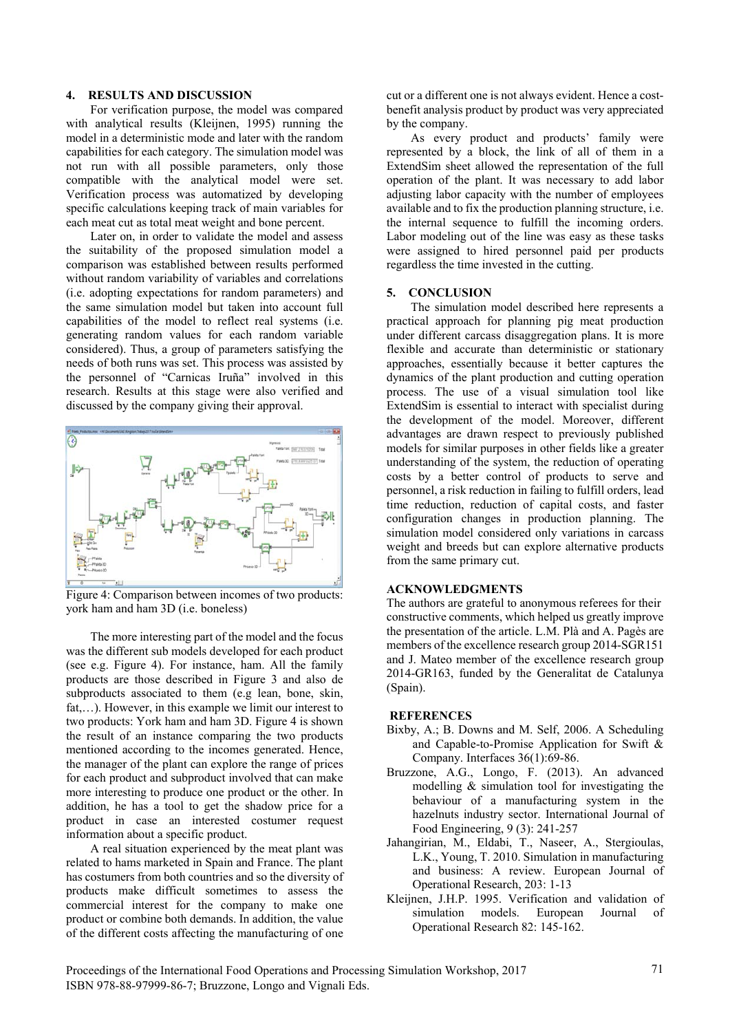## 4. RESULTS AND DISCUSSION

For verification purpose, the model was compared with analytical results (Kleijnen, 1995) running the model in a deterministic mode and later with the random capabilities for each category. The simulation model was not run with all possible parameters, only those compatible with the analytical model were set. Verification process was automatized by developing specific calculations keeping track of main variables for each meat cut as total meat weight and bone percent.

Later on, in order to validate the model and assess the suitability of the proposed simulation model a comparison was established between results performed without random variability of variables and correlations (i.e. adopting expectations for random parameters) and the same simulation model but taken into account full capabilities of the model to reflect real systems (i.e. generating random values for each random variable considered). Thus, a group of parameters satisfying the needs of both runs was set. This process was assisted by the personnel of "Carnicas Iruña" involved in this research. Results at this stage were also verified and discussed by the company giving their approval.

Figure 4: Comparison between incomes of two products: york ham and ham 3D (i.e. boneless)

The more interesting part of the model and the focus was the different sub models developed for each product (see e.g. Figure 4). For instance, ham. All the family products are those described in Figure 3 and also de subproducts associated to them (e.g lean, bone, skin, fat,…). However, in this example we limit our interest to two products: York ham and ham 3D. Figure 4 is shown the result of an instance comparing the two products mentioned according to the incomes generated. Hence, the manager of the plant can explore the range of prices for each product and subproduct involved that can make more interesting to produce one product or the other. In addition, he has a tool to get the shadow price for a product in case an interested costumer request information about a specific product.

A real situation experienced by the meat plant was related to hams marketed in Spain and France. The plant has costumers from both countries and so the diversity of products make difficult sometimes to assess the commercial interest for the company to make one product or combine both demands. In addition, the value of the different costs affecting the manufacturing of one cut or a different one is not always evident. Hence a cost-benefit analysis product by product was very appreciated by the company.

As every product and products' family were represented by a block, the link of all of them in a ExtendSim sheet allowed the representation of the full operation of the plant. It was necessary to add labor adjusting labor capacity with the number of employees available and to fix the production planning structure, i.e. the internal sequence to fulfill the incoming orders. Labor modeling out of the line was easy as these tasks were assigned to hired personnel paid per products regardless the time invested in the cutting.

## 5. CONCLUSION

The simulation model described here represents a practical approach for planning pig meat production under different carcass disaggregation plans. It is more flexible and accurate than deterministic or stationary approaches, essentially because it better captures the dynamics of the plant production and cutting operation process. The use of a visual simulation tool like ExtendSim is essential to interact with specialist during the development of the model. Moreover, different advantages are drawn respect to previously published models for similar purposes in other fields like a greater understanding of the system, the reduction of operating costs by a better control of products to serve and personnel, a risk reduction in failing to fulfill orders, lead time reduction, reduction of capital costs, and faster configuration changes in production planning. The simulation model considered only variations in carcass weight and breeds but can explore alternative products from the same primary cut.

## ACKNOWLEDGMENTS

The authors are grateful to anonymous referees for their constructive comments, which helped us greatly improve the presentation of the article. L.M. Plà and A. Pagès are members of the excellence research group 2014-SGR151 and J. Mateo member of the excellence research group 2014-GR163, funded by the Generalitat de Catalunya (Spain).

## REFERENCES

- Bixby, A.; B. Downs and M. Self, 2006. A Scheduling and Capable-to-Promise Application for Swift & Company. Interfaces 36(1):69-86.
- Bruzzone, A.G., Longo, F. (2013). An advanced modelling & simulation tool for investigating the behaviour of a manufacturing system in the hazelnuts industry sector. International Journal of Food Engineering, 9 (3): 241-257
- Jahangirian, M., Eldabi, T., Naseer, A., Stergioulas, L.K., Young, T. 2010. Simulation in manufacturing and business: A review. European Journal of Operational Research, 203: 1-13
- Kleijnen, J.H.P. 1995. Verification and validation of simulation models. European Journal of Operational Research 82: 145-162.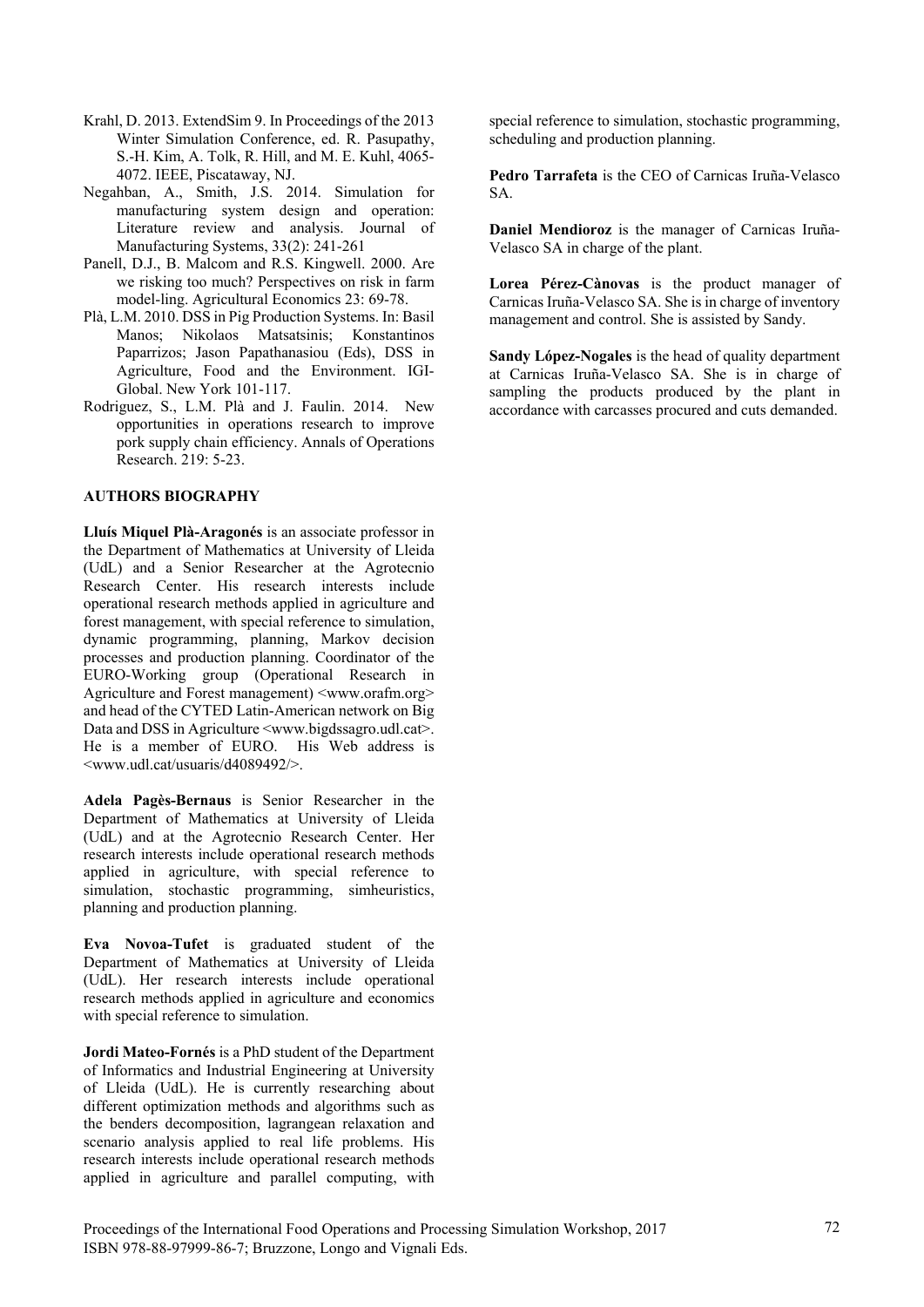Krahl, D. 2013. ExtendSim 9. In Proceedings of the 2013 Winter Simulation Conference, ed. R. Pasupathy, S.-H. Kim, A. Tolk, R. Hill, and M. E. Kuhl, 4065-4072. IEEE, Piscataway, NJ.

Negahban, A., Smith, J.S. 2014. Simulation for manufacturing system design and operation: Literature review and analysis. Journal of Manufacturing Systems, 33(2): 241-261

Panell, D.J., B. Malcom and R.S. Kingwell. 2000. Are we risking too much? Perspectives on risk in farm model-ling. Agricultural Economics 23: 69-78.

Plà, L.M. 2010. DSS in Pig Production Systems. In: Basil Manos; Nikolaos Matsatsinis; Konstantinos Paparrizos; Jason Papathanasiou (Eds), DSS in Agriculture, Food and the Environment. IGI-Global. New York 101-117.

Rodriguez, S., L.M. Plà and J. Faulin. 2014. New opportunities in operations research to improve pork supply chain efficiency. Annals of Operations Research. 219: 5-23.

## AUTHORS BIOGRAPHY

**Lluís Miquel Plà-Aragonés** is an associate professor in the Department of Mathematics at University of Lleida (UdL) and a Senior Researcher at the Agrotecnio Research Center. His research interests include operational research methods applied in agriculture and forest management, with special reference to simulation, dynamic programming, planning, Markov decision processes and production planning. Coordinator of the EURO-Working group (Operational Research in Agriculture and Forest management) <www.orafm.org> and head of the CYTED Latin-American network on Big Data and DSS in Agriculture <www.bigdssagro.udl.cat>. He is a member of EURO. His Web address is <www.udl.cat/usuaris/d4089492/>.

**Adela Pagès-Bernaus** is Senior Researcher in the Department of Mathematics at University of Lleida (UdL) and at the Agrotecnio Research Center. Her research interests include operational research methods applied in agriculture, with special reference to simulation, stochastic programming, simheuristics, planning and production planning.

**Eva Novoa-Tufet** is graduated student of the Department of Mathematics at University of Lleida (UdL). Her research interests include operational research methods applied in agriculture and economics with special reference to simulation.

**Jordi Mateo-Fornés** is a PhD student of the Department of Informatics and Industrial Engineering at University of Lleida (UdL). He is currently researching about different optimization methods and algorithms such as the benders decomposition, lagrangean relaxation and scenario analysis applied to real life problems. His research interests include operational research methods applied in agriculture and parallel computing, with special reference to simulation, stochastic programming, scheduling and production planning.

**Pedro Tarrafeta** is the CEO of Carnicas Iruña-Velasco SA.

**Daniel Mendioroz** is the manager of Carnicas Iruña-Velasco SA in charge of the plant.

**Lorea Pérez-Cànovas** is the product manager of Carnicas Iruña-Velasco SA. She is in charge of inventory management and control. She is assisted by Sandy.

**Sandy López-Nogales** is the head of quality department at Carnicas Iruña-Velasco SA. She is in charge of sampling the products produced by the plant in accordance with carcasses procured and cuts demanded.